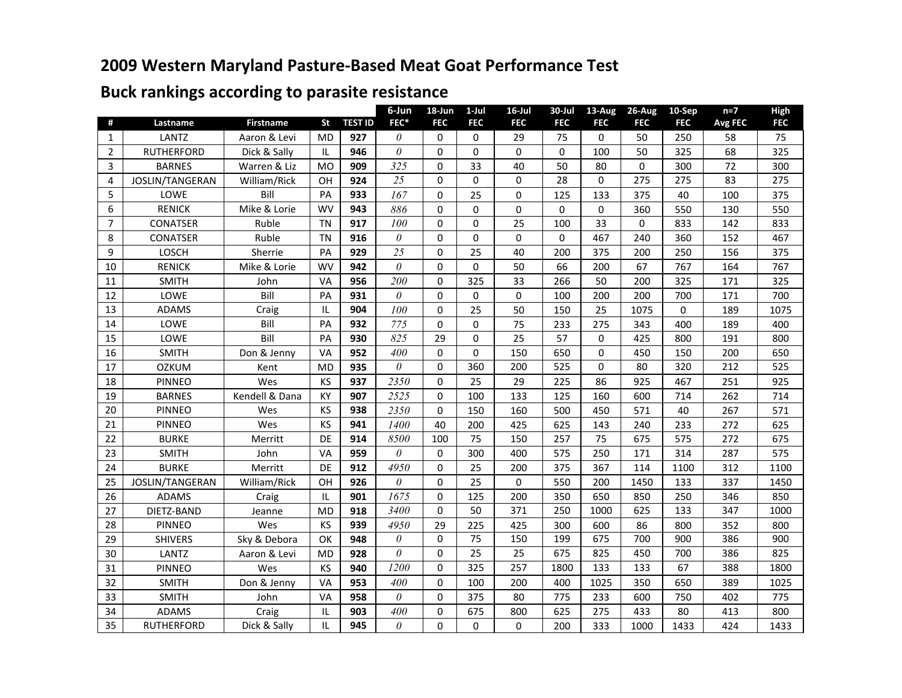# 2009 Western Maryland Pasture-Based Meat Goat Performance Test

## Buck rankings according to parasite resistance

| # | Lastname | Firstname | St | TEST ID | 6-Jun FEC* | 18-Jun FEC | 1-Jul FEC | 16-Jul FEC | 30-Jul FEC | 13-Aug FEC | 26-Aug FEC | 10-Sep FEC | n=7 Avg FEC | High FEC |
|---|---|---|---|---|---|---|---|---|---|---|---|---|---|---|
| 1 | LANTZ | Aaron & Levi | MD | **927** | *0* | 0 | 0 | 29 | 75 | 0 | 50 | 250 | 58 | 75 |
| 2 | RUTHERFORD | Dick & Sally | IL | **946** | *0* | 0 | 0 | 0 | 0 | 100 | 50 | 325 | 68 | 325 |
| 3 | BARNES | Warren & Liz | MO | **909** | *325* | 0 | 33 | 40 | 50 | 80 | 0 | 300 | 72 | 300 |
| 4 | JOSLIN/TANGERAN | William/Rick | OH | **924** | *25* | 0 | 0 | 0 | 28 | 0 | 275 | 275 | 83 | 275 |
| 5 | LOWE | Bill | PA | **933** | *167* | 0 | 25 | 0 | 125 | 133 | 375 | 40 | 100 | 375 |
| 6 | RENICK | Mike & Lorie | WV | **943** | *886* | 0 | 0 | 0 | 0 | 0 | 360 | 550 | 130 | 550 |
| 7 | CONATSER | Ruble | TN | **917** | *100* | 0 | 0 | 25 | 100 | 33 | 0 | 833 | 142 | 833 |
| 8 | CONATSER | Ruble | TN | **916** | *0* | 0 | 0 | 0 | 0 | 467 | 240 | 360 | 152 | 467 |
| 9 | LOSCH | Sherrie | PA | **929** | *25* | 0 | 25 | 40 | 200 | 375 | 200 | 250 | 156 | 375 |
| 10 | RENICK | Mike & Lorie | WV | **942** | *0* | 0 | 0 | 50 | 66 | 200 | 67 | 767 | 164 | 767 |
| 11 | SMITH | John | VA | **956** | *200* | 0 | 325 | 33 | 266 | 50 | 200 | 325 | 171 | 325 |
| 12 | LOWE | Bill | PA | **931** | *0* | 0 | 0 | 0 | 100 | 200 | 200 | 700 | 171 | 700 |
| 13 | ADAMS | Craig | IL | **904** | *100* | 0 | 25 | 50 | 150 | 25 | 1075 | 0 | 189 | 1075 |
| 14 | LOWE | Bill | PA | **932** | *775* | 0 | 0 | 75 | 233 | 275 | 343 | 400 | 189 | 400 |
| 15 | LOWE | Bill | PA | **930** | *825* | 29 | 0 | 25 | 57 | 0 | 425 | 800 | 191 | 800 |
| 16 | SMITH | Don & Jenny | VA | **952** | *400* | 0 | 0 | 150 | 650 | 0 | 450 | 150 | 200 | 650 |
| 17 | OZKUM | Kent | MD | **935** | *0* | 0 | 360 | 200 | 525 | 0 | 80 | 320 | 212 | 525 |
| 18 | PINNEO | Wes | KS | **937** | *2350* | 0 | 25 | 29 | 225 | 86 | 925 | 467 | 251 | 925 |
| 19 | BARNES | Kendell & Dana | KY | **907** | *2525* | 0 | 100 | 133 | 125 | 160 | 600 | 714 | 262 | 714 |
| 20 | PINNEO | Wes | KS | **938** | *2350* | 0 | 150 | 160 | 500 | 450 | 571 | 40 | 267 | 571 |
| 21 | PINNEO | Wes | KS | **941** | *1400* | 40 | 200 | 425 | 625 | 143 | 240 | 233 | 272 | 625 |
| 22 | BURKE | Merritt | DE | **914** | *8500* | 100 | 75 | 150 | 257 | 75 | 675 | 575 | 272 | 675 |
| 23 | SMITH | John | VA | **959** | *0* | 0 | 300 | 400 | 575 | 250 | 171 | 314 | 287 | 575 |
| 24 | BURKE | Merritt | DE | **912** | *4950* | 0 | 25 | 200 | 375 | 367 | 114 | 1100 | 312 | 1100 |
| 25 | JOSLIN/TANGERAN | William/Rick | OH | **926** | *0* | 0 | 25 | 0 | 550 | 200 | 1450 | 133 | 337 | 1450 |
| 26 | ADAMS | Craig | IL | **901** | *1675* | 0 | 125 | 200 | 350 | 650 | 850 | 250 | 346 | 850 |
| 27 | DIETZ-BAND | Jeanne | MD | **918** | *3400* | 0 | 50 | 371 | 250 | 1000 | 625 | 133 | 347 | 1000 |
| 28 | PINNEO | Wes | KS | **939** | *4950* | 29 | 225 | 425 | 300 | 600 | 86 | 800 | 352 | 800 |
| 29 | SHIVERS | Sky & Debora | OK | **948** | *0* | 0 | 75 | 150 | 199 | 675 | 700 | 900 | 386 | 900 |
| 30 | LANTZ | Aaron & Levi | MD | **928** | *0* | 0 | 25 | 25 | 675 | 825 | 450 | 700 | 386 | 825 |
| 31 | PINNEO | Wes | KS | **940** | *1200* | 0 | 325 | 257 | 1800 | 133 | 133 | 67 | 388 | 1800 |
| 32 | SMITH | Don & Jenny | VA | **953** | *400* | 0 | 100 | 200 | 400 | 1025 | 350 | 650 | 389 | 1025 |
| 33 | SMITH | John | VA | **958** | *0* | 0 | 375 | 80 | 775 | 233 | 600 | 750 | 402 | 775 |
| 34 | ADAMS | Craig | IL | **903** | *400* | 0 | 675 | 800 | 625 | 275 | 433 | 80 | 413 | 800 |
| 35 | RUTHERFORD | Dick & Sally | IL | **945** | *0* | 0 | 0 | 0 | 200 | 333 | 1000 | 1433 | 424 | 1433 |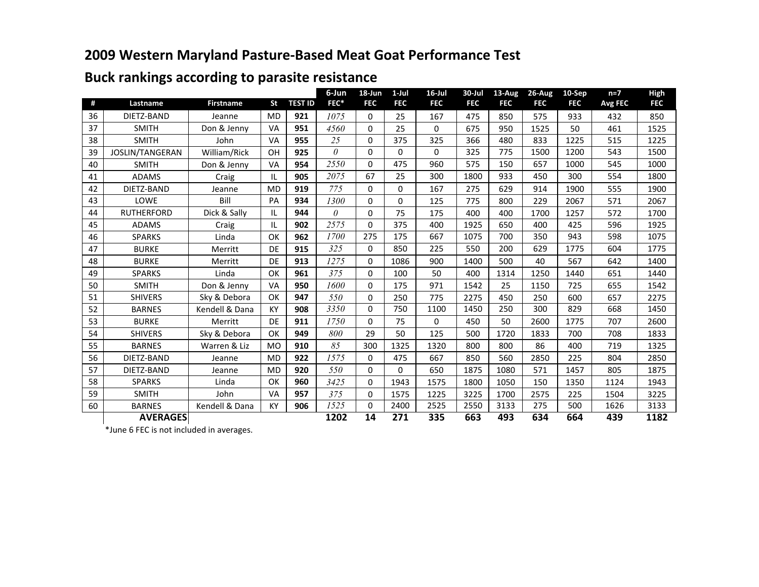## 2009 Western Maryland Pasture-Based Meat Goat Performance Test

## Buck rankings according to parasite resistance

| # | Lastname | Firstname | St | TEST ID | 6-Jun FEC* | 18-Jun FEC | 1-Jul FEC | 16-Jul FEC | 30-Jul FEC | 13-Aug FEC | 26-Aug FEC | 10-Sep FEC | n=7 Avg FEC | High FEC |
|---|---|---|---|---|---|---|---|---|---|---|---|---|---|---|
| 36 | DIETZ-BAND | Jeanne | MD | **921** | *1075* | 0 | 25 | 167 | 475 | 850 | 575 | 933 | 432 | 850 |
| 37 | SMITH | Don & Jenny | VA | **951** | *4560* | 0 | 25 | 0 | 675 | 950 | 1525 | 50 | 461 | 1525 |
| 38 | SMITH | John | VA | **955** | *25* | 0 | 375 | 325 | 366 | 480 | 833 | 1225 | 515 | 1225 |
| 39 | JOSLIN/TANGERAN | William/Rick | OH | **925** | *0* | 0 | 0 | 0 | 325 | 775 | 1500 | 1200 | 543 | 1500 |
| 40 | SMITH | Don & Jenny | VA | **954** | *2550* | 0 | 475 | 960 | 575 | 150 | 657 | 1000 | 545 | 1000 |
| 41 | ADAMS | Craig | IL | **905** | *2075* | 67 | 25 | 300 | 1800 | 933 | 450 | 300 | 554 | 1800 |
| 42 | DIETZ-BAND | Jeanne | MD | **919** | *775* | 0 | 0 | 167 | 275 | 629 | 914 | 1900 | 555 | 1900 |
| 43 | LOWE | Bill | PA | **934** | *1300* | 0 | 0 | 125 | 775 | 800 | 229 | 2067 | 571 | 2067 |
| 44 | RUTHERFORD | Dick & Sally | IL | **944** | *0* | 0 | 75 | 175 | 400 | 400 | 1700 | 1257 | 572 | 1700 |
| 45 | ADAMS | Craig | IL | **902** | *2575* | 0 | 375 | 400 | 1925 | 650 | 400 | 425 | 596 | 1925 |
| 46 | SPARKS | Linda | OK | **962** | *1700* | 275 | 175 | 667 | 1075 | 700 | 350 | 943 | 598 | 1075 |
| 47 | BURKE | Merritt | DE | **915** | *325* | 0 | 850 | 225 | 550 | 200 | 629 | 1775 | 604 | 1775 |
| 48 | BURKE | Merritt | DE | **913** | *1275* | 0 | 1086 | 900 | 1400 | 500 | 40 | 567 | 642 | 1400 |
| 49 | SPARKS | Linda | OK | **961** | *375* | 0 | 100 | 50 | 400 | 1314 | 1250 | 1440 | 651 | 1440 |
| 50 | SMITH | Don & Jenny | VA | **950** | *1600* | 0 | 175 | 971 | 1542 | 25 | 1150 | 725 | 655 | 1542 |
| 51 | SHIVERS | Sky & Debora | OK | **947** | *550* | 0 | 250 | 775 | 2275 | 450 | 250 | 600 | 657 | 2275 |
| 52 | BARNES | Kendell & Dana | KY | **908** | *3350* | 0 | 750 | 1100 | 1450 | 250 | 300 | 829 | 668 | 1450 |
| 53 | BURKE | Merritt | DE | **911** | *1750* | 0 | 75 | 0 | 450 | 50 | 2600 | 1775 | 707 | 2600 |
| 54 | SHIVERS | Sky & Debora | OK | **949** | *800* | 29 | 50 | 125 | 500 | 1720 | 1833 | 700 | 708 | 1833 |
| 55 | BARNES | Warren & Liz | MO | **910** | *85* | 300 | 1325 | 1320 | 800 | 800 | 86 | 400 | 719 | 1325 |
| 56 | DIETZ-BAND | Jeanne | MD | **922** | *1575* | 0 | 475 | 667 | 850 | 560 | 2850 | 225 | 804 | 2850 |
| 57 | DIETZ-BAND | Jeanne | MD | **920** | *550* | 0 | 0 | 650 | 1875 | 1080 | 571 | 1457 | 805 | 1875 |
| 58 | SPARKS | Linda | OK | **960** | *3425* | 0 | 1943 | 1575 | 1800 | 1050 | 150 | 1350 | 1124 | 1943 |
| 59 | SMITH | John | VA | **957** | *375* | 0 | 1575 | 1225 | 3225 | 1700 | 2575 | 225 | 1504 | 3225 |
| 60 | BARNES | Kendell & Dana | KY | **906** | *1525* | 0 | 2400 | 2525 | 2550 | 3133 | 275 | 500 | 1626 | 3133 |
| | **AVERAGES** | | | | **1202** | **14** | **271** | **335** | **663** | **493** | **634** | **664** | **439** | **1182** |

*June 6 FEC is not included in averages.